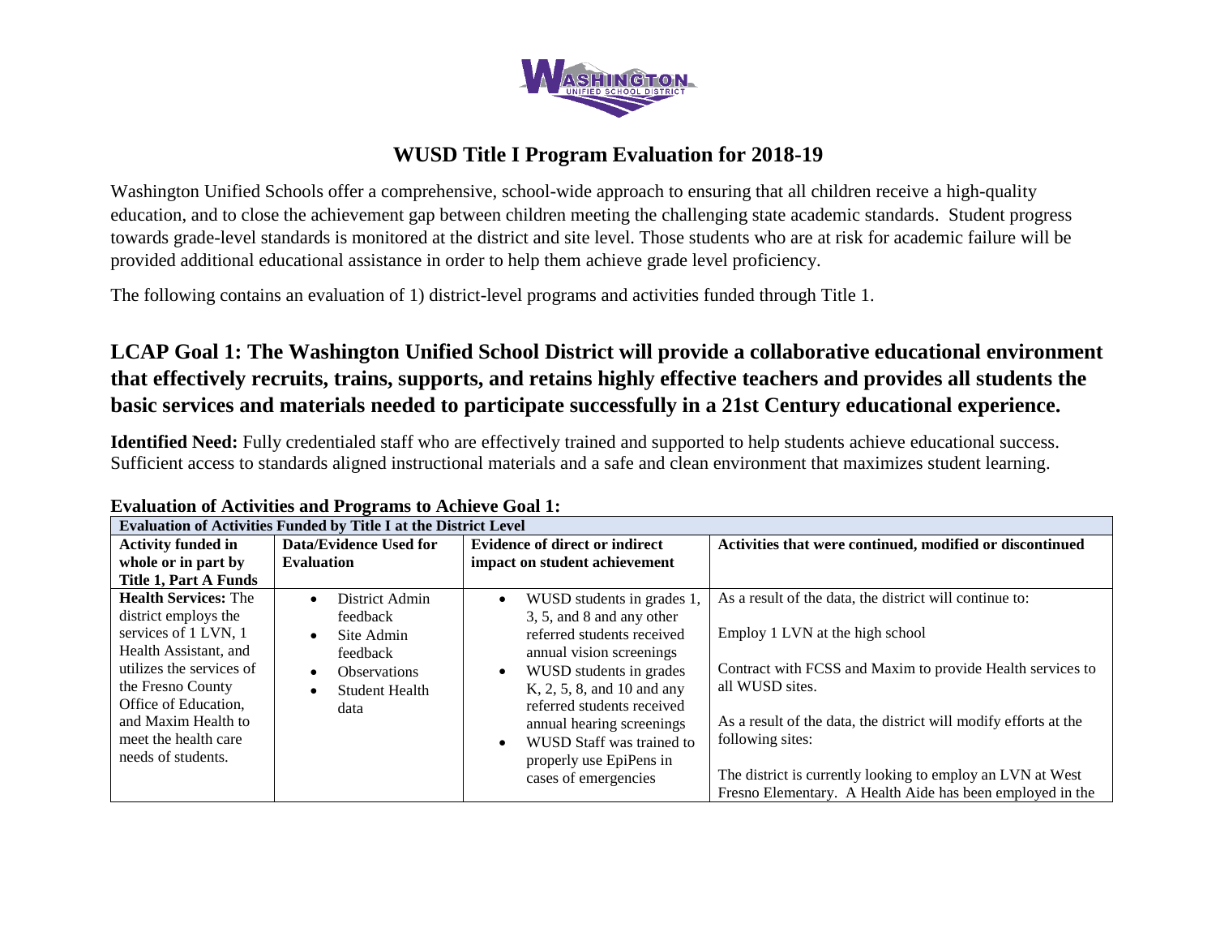# WUSD Title I Program Evaluation for 2018-19

Washington Unified Schools offer a comprehensive, school-wide approach to ensuring that all children receive a high-quality education, and to close the achievement gap between children meeting the challenging state academic standards. Student progress towards grade-level standards is monitored at the district and site level. Those students who are at risk for academic failure will be provided additional educational assistance in order to help them achieve grade level proficiency.

The following contains an evaluation of 1) district-level programs and activities funded through Title 1.

## LCAP Goal 1: The Washington Unified School District will provide a collaborative educational environment that effectively recruits, trains, supports, and retains highly effective teachers and provides all students the basic services and materials needed to participate successfully in a 21st Century educational experience.

**Identified Need:** Fully credentialed staff who are effectively trained and supported to help students achieve educational success. Sufficient access to standards aligned instructional materials and a safe and clean environment that maximizes student learning.

### Evaluation of Activities and Programs to Achieve Goal 1:

| **Evaluation of Activities Funded by Title I at the District Level** | | | |
|---|---|---|---|
| **Activity funded in whole or in part by Title 1, Part A Funds** | **Data/Evidence Used for Evaluation** | **Evidence of direct or indirect impact on student achievement** | **Activities that were continued, modified or discontinued** |
| **Health Services:** The district employs the services of 1 LVN, 1 Health Assistant, and utilizes the services of the Fresno County Office of Education, and Maxim Health to meet the health care needs of students. | • District Admin feedback<br>• Site Admin feedback<br>• Observations<br>• Student Health data | • WUSD students in grades 1, 3, 5, and 8 and any other referred students received annual vision screenings<br>• WUSD students in grades K, 2, 5, 8, and 10 and any referred students received annual hearing screenings<br>• WUSD Staff was trained to properly use EpiPens in cases of emergencies | As a result of the data, the district will continue to:<br><br>Employ 1 LVN at the high school<br><br>Contract with FCSS and Maxim to provide Health services to all WUSD sites.<br><br>As a result of the data, the district will modify efforts at the following sites:<br><br>The district is currently looking to employ an LVN at West Fresno Elementary. A Health Aide has been employed in the |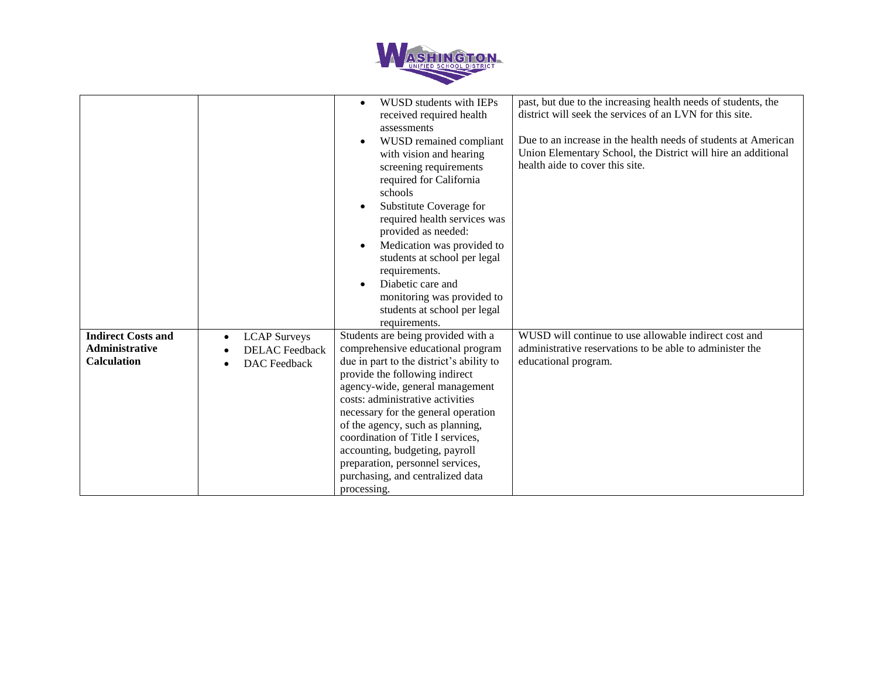| | | | |
|---|---|---|---|
| | | • WUSD students with IEPs received required health assessments<br>• WUSD remained compliant with vision and hearing screening requirements required for California schools<br>• Substitute Coverage for required health services was provided as needed:<br>• Medication was provided to students at school per legal requirements.<br>• Diabetic care and monitoring was provided to students at school per legal requirements. | past, but due to the increasing health needs of students, the district will seek the services of an LVN for this site.<br><br>Due to an increase in the health needs of students at American Union Elementary School, the District will hire an additional health aide to cover this site. |
| **Indirect Costs and Administrative Calculation** | • LCAP Surveys<br>• DELAC Feedback<br>• DAC Feedback | Students are being provided with a comprehensive educational program due in part to the district's ability to provide the following indirect agency-wide, general management costs: administrative activities necessary for the general operation of the agency, such as planning, coordination of Title I services, accounting, budgeting, payroll preparation, personnel services, purchasing, and centralized data processing. | WUSD will continue to use allowable indirect cost and administrative reservations to be able to administer the educational program. |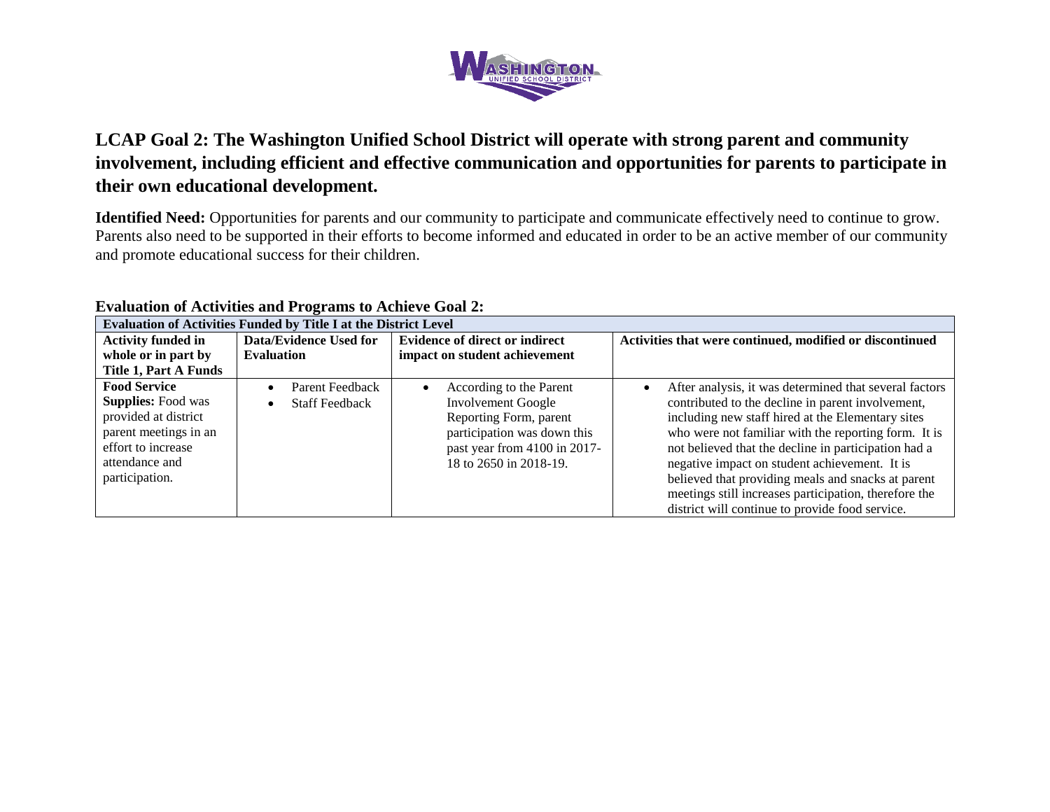## LCAP Goal 2: The Washington Unified School District will operate with strong parent and community involvement, including efficient and effective communication and opportunities for parents to participate in their own educational development.

**Identified Need:** Opportunities for parents and our community to participate and communicate effectively need to continue to grow. Parents also need to be supported in their efforts to become informed and educated in order to be an active member of our community and promote educational success for their children.

### Evaluation of Activities and Programs to Achieve Goal 2:

| **Evaluation of Activities Funded by Title I at the District Level** | | | |
|---|---|---|---|
| **Activity funded in whole or in part by Title 1, Part A Funds** | **Data/Evidence Used for Evaluation** | **Evidence of direct or indirect impact on student achievement** | **Activities that were continued, modified or discontinued** |
| **Food Service Supplies:** Food was provided at district parent meetings in an effort to increase attendance and participation. | • Parent Feedback<br>• Staff Feedback | • According to the Parent Involvement Google Reporting Form, parent participation was down this past year from 4100 in 2017-18 to 2650 in 2018-19. | • After analysis, it was determined that several factors contributed to the decline in parent involvement, including new staff hired at the Elementary sites who were not familiar with the reporting form. It is not believed that the decline in participation had a negative impact on student achievement. It is believed that providing meals and snacks at parent meetings still increases participation, therefore the district will continue to provide food service. |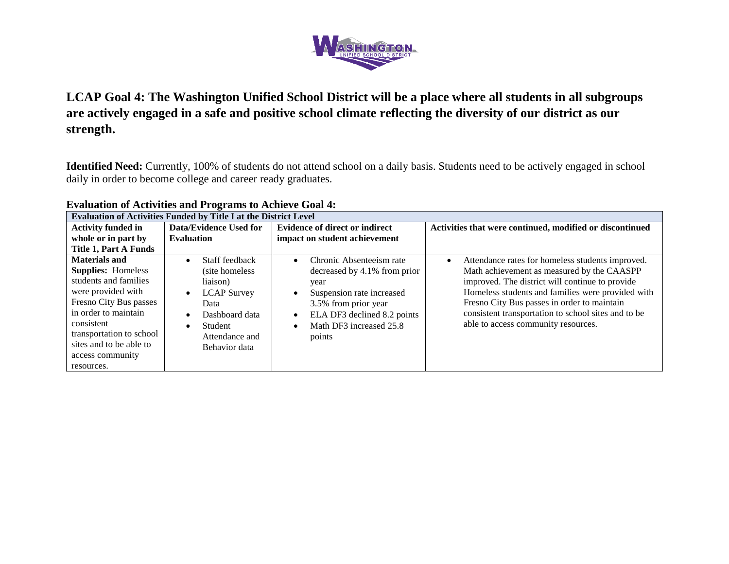# LCAP Goal 4: The Washington Unified School District will be a place where all students in all subgroups are actively engaged in a safe and positive school climate reflecting the diversity of our district as our strength.

**Identified Need:** Currently, 100% of students do not attend school on a daily basis. Students need to be actively engaged in school daily in order to become college and career ready graduates.

## Evaluation of Activities and Programs to Achieve Goal 4:

| Evaluation of Activities Funded by Title I at the District Level | | | |
|---|---|---|---|
| **Activity funded in whole or in part by Title 1, Part A Funds** | **Data/Evidence Used for Evaluation** | **Evidence of direct or indirect impact on student achievement** | **Activities that were continued, modified or discontinued** |
| **Materials and Supplies:** Homeless students and families were provided with Fresno City Bus passes in order to maintain consistent transportation to school sites and to be able to access community resources. | • Staff feedback (site homeless liaison)<br>• LCAP Survey Data<br>• Dashboard data<br>• Student Attendance and Behavior data | • Chronic Absenteeism rate decreased by 4.1% from prior year<br>• Suspension rate increased 3.5% from prior year<br>• ELA DF3 declined 8.2 points<br>• Math DF3 increased 25.8 points | • Attendance rates for homeless students improved. Math achievement as measured by the CAASPP improved. The district will continue to provide Homeless students and families were provided with Fresno City Bus passes in order to maintain consistent transportation to school sites and to be able to access community resources. |